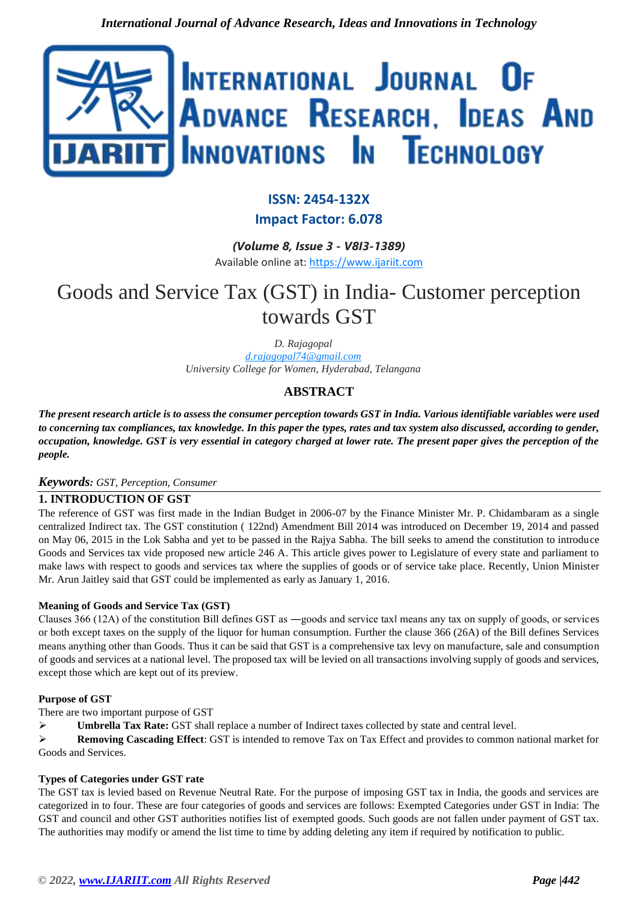**ISSN: 2454-132X**

**Impact Factor: 6.078**

*(Volume 8, Issue 3 - V8I3-1389)*

Available online at: https://www.ijariit.com

# Goods and Service Tax (GST) in India- Customer perception towards GST

*D. Rajagopal*

*d.rajagopal74@gmail.com*

*University College for Women, Hyderabad, Telangana*

## ABSTRACT

***The present research article is to assess the consumer perception towards GST in India. Various identifiable variables were used to concerning tax compliances, tax knowledge. In this paper the types, rates and tax system also discussed, according to gender, occupation, knowledge. GST is very essential in category charged at lower rate. The present paper gives the perception of the people.***

***Keywords:*** *GST, Perception, Consumer*

## 1. INTRODUCTION OF GST

The reference of GST was first made in the Indian Budget in 2006-07 by the Finance Minister Mr. P. Chidambaram as a single centralized Indirect tax. The GST constitution ( 122nd) Amendment Bill 2014 was introduced on December 19, 2014 and passed on May 06, 2015 in the Lok Sabha and yet to be passed in the Rajya Sabha. The bill seeks to amend the constitution to introduce Goods and Services tax vide proposed new article 246 A. This article gives power to Legislature of every state and parliament to make laws with respect to goods and services tax where the supplies of goods or of service take place. Recently, Union Minister Mr. Arun Jaitley said that GST could be implemented as early as January 1, 2016.

### Meaning of Goods and Service Tax (GST)

Clauses 366 (12A) of the constitution Bill defines GST as ―goods and service tax‖ means any tax on supply of goods, or services or both except taxes on the supply of the liquor for human consumption. Further the clause 366 (26A) of the Bill defines Services means anything other than Goods. Thus it can be said that GST is a comprehensive tax levy on manufacture, sale and consumption of goods and services at a national level. The proposed tax will be levied on all transactions involving supply of goods and services, except those which are kept out of its preview.

### Purpose of GST

There are two important purpose of GST

- **Umbrella Tax Rate:** GST shall replace a number of Indirect taxes collected by state and central level.
- **Removing Cascading Effect**: GST is intended to remove Tax on Tax Effect and provides to common national market for Goods and Services.

### Types of Categories under GST rate

The GST tax is levied based on Revenue Neutral Rate. For the purpose of imposing GST tax in India, the goods and services are categorized in to four. These are four categories of goods and services are follows: Exempted Categories under GST in India: The GST and council and other GST authorities notifies list of exempted goods. Such goods are not fallen under payment of GST tax. The authorities may modify or amend the list time to time by adding deleting any item if required by notification to public.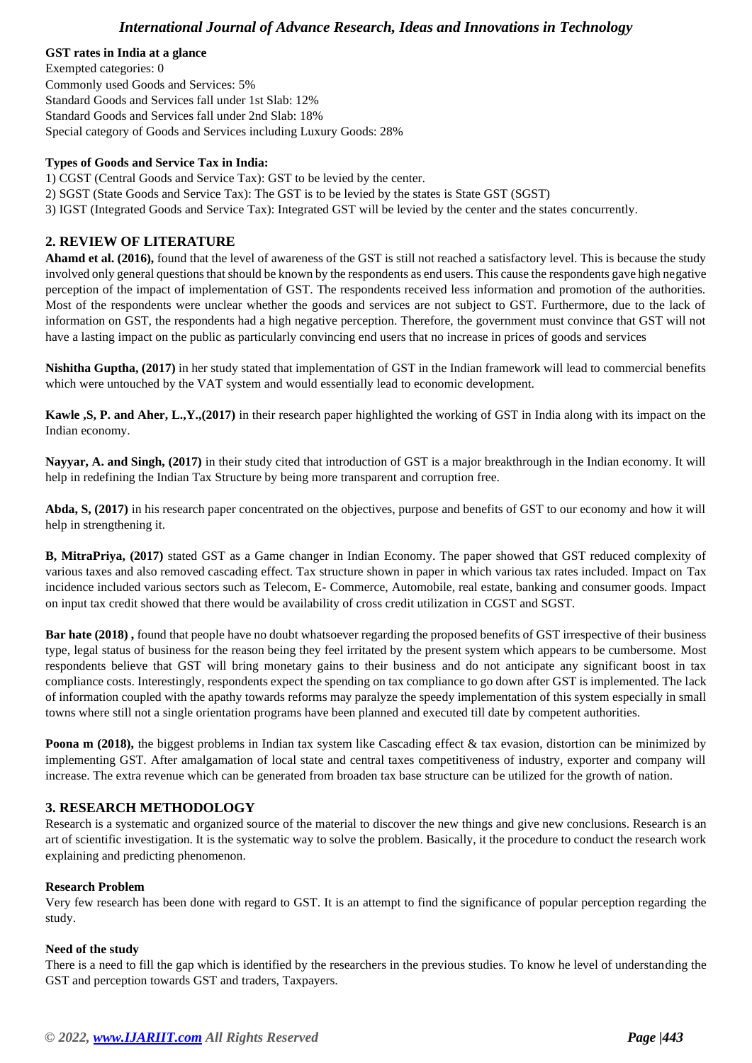**GST rates in India at a glance**

Exempted categories: 0

Commonly used Goods and Services: 5%

Standard Goods and Services fall under 1st Slab: 12%

Standard Goods and Services fall under 2nd Slab: 18%

Special category of Goods and Services including Luxury Goods: 28%

**Types of Goods and Service Tax in India:**

1) CGST (Central Goods and Service Tax): GST to be levied by the center.
2) SGST (State Goods and Service Tax): The GST is to be levied by the states is State GST (SGST)
3) IGST (Integrated Goods and Service Tax): Integrated GST will be levied by the center and the states concurrently.

## 2. REVIEW OF LITERATURE

**Ahamd et al. (2016),** found that the level of awareness of the GST is still not reached a satisfactory level. This is because the study involved only general questions that should be known by the respondents as end users. This cause the respondents gave high negative perception of the impact of implementation of GST. The respondents received less information and promotion of the authorities. Most of the respondents were unclear whether the goods and services are not subject to GST. Furthermore, due to the lack of information on GST, the respondents had a high negative perception. Therefore, the government must convince that GST will not have a lasting impact on the public as particularly convincing end users that no increase in prices of goods and services

**Nishitha Guptha, (2017)** in her study stated that implementation of GST in the Indian framework will lead to commercial benefits which were untouched by the VAT system and would essentially lead to economic development.

**Kawle ,S, P. and Aher, L.,Y.,(2017)** in their research paper highlighted the working of GST in India along with its impact on the Indian economy.

**Nayyar, A. and Singh, (2017)** in their study cited that introduction of GST is a major breakthrough in the Indian economy. It will help in redefining the Indian Tax Structure by being more transparent and corruption free.

**Abda, S, (2017)** in his research paper concentrated on the objectives, purpose and benefits of GST to our economy and how it will help in strengthening it.

**B, MitraPriya, (2017)** stated GST as a Game changer in Indian Economy. The paper showed that GST reduced complexity of various taxes and also removed cascading effect. Tax structure shown in paper in which various tax rates included. Impact on Tax incidence included various sectors such as Telecom, E- Commerce, Automobile, real estate, banking and consumer goods. Impact on input tax credit showed that there would be availability of cross credit utilization in CGST and SGST.

**Bar hate (2018) ,** found that people have no doubt whatsoever regarding the proposed benefits of GST irrespective of their business type, legal status of business for the reason being they feel irritated by the present system which appears to be cumbersome. Most respondents believe that GST will bring monetary gains to their business and do not anticipate any significant boost in tax compliance costs. Interestingly, respondents expect the spending on tax compliance to go down after GST is implemented. The lack of information coupled with the apathy towards reforms may paralyze the speedy implementation of this system especially in small towns where still not a single orientation programs have been planned and executed till date by competent authorities.

**Poona m (2018),** the biggest problems in Indian tax system like Cascading effect & tax evasion, distortion can be minimized by implementing GST. After amalgamation of local state and central taxes competitiveness of industry, exporter and company will increase. The extra revenue which can be generated from broaden tax base structure can be utilized for the growth of nation.

## 3. RESEARCH METHODOLOGY

Research is a systematic and organized source of the material to discover the new things and give new conclusions. Research is an art of scientific investigation. It is the systematic way to solve the problem. Basically, it the procedure to conduct the research work explaining and predicting phenomenon.

**Research Problem**

Very few research has been done with regard to GST. It is an attempt to find the significance of popular perception regarding the study.

**Need of the study**

There is a need to fill the gap which is identified by the researchers in the previous studies. To know he level of understanding the GST and perception towards GST and traders, Taxpayers.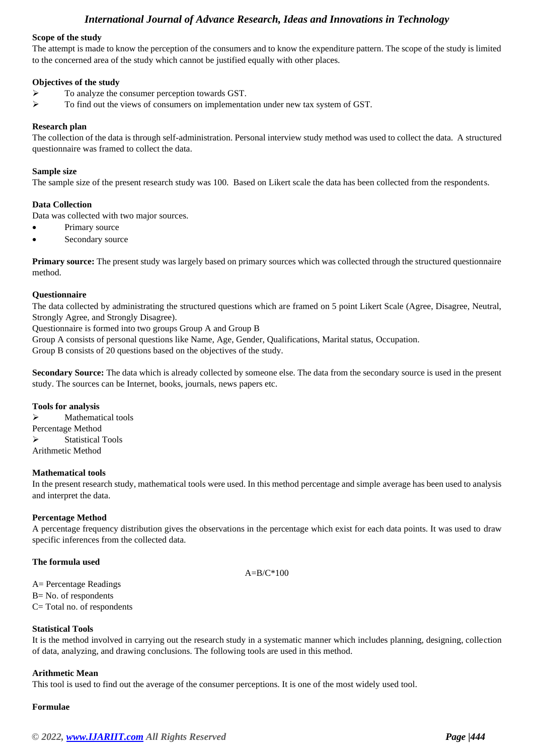**Scope of the study**

The attempt is made to know the perception of the consumers and to know the expenditure pattern. The scope of the study is limited to the concerned area of the study which cannot be justified equally with other places.

**Objectives of the study**

- To analyze the consumer perception towards GST.
- To find out the views of consumers on implementation under new tax system of GST.

**Research plan**

The collection of the data is through self-administration. Personal interview study method was used to collect the data. A structured questionnaire was framed to collect the data.

**Sample size**

The sample size of the present research study was 100. Based on Likert scale the data has been collected from the respondents.

**Data Collection**

Data was collected with two major sources.

- Primary source
- Secondary source

**Primary source:** The present study was largely based on primary sources which was collected through the structured questionnaire method.

**Questionnaire**

The data collected by administrating the structured questions which are framed on 5 point Likert Scale (Agree, Disagree, Neutral, Strongly Agree, and Strongly Disagree).

Questionnaire is formed into two groups Group A and Group B

Group A consists of personal questions like Name, Age, Gender, Qualifications, Marital status, Occupation.

Group B consists of 20 questions based on the objectives of the study.

**Secondary Source:** The data which is already collected by someone else. The data from the secondary source is used in the present study. The sources can be Internet, books, journals, news papers etc.

**Tools for analysis**

- Mathematical tools

Percentage Method

- Statistical Tools

Arithmetic Method

**Mathematical tools**

In the present research study, mathematical tools were used. In this method percentage and simple average has been used to analysis and interpret the data.

**Percentage Method**

A percentage frequency distribution gives the observations in the percentage which exist for each data points. It was used to draw specific inferences from the collected data.

**The formula used**

$$A = B/C*100$$

A= Percentage Readings

B= No. of respondents

C= Total no. of respondents

**Statistical Tools**

It is the method involved in carrying out the research study in a systematic manner which includes planning, designing, collection of data, analyzing, and drawing conclusions. The following tools are used in this method.

**Arithmetic Mean**

This tool is used to find out the average of the consumer perceptions. It is one of the most widely used tool.

**Formulae**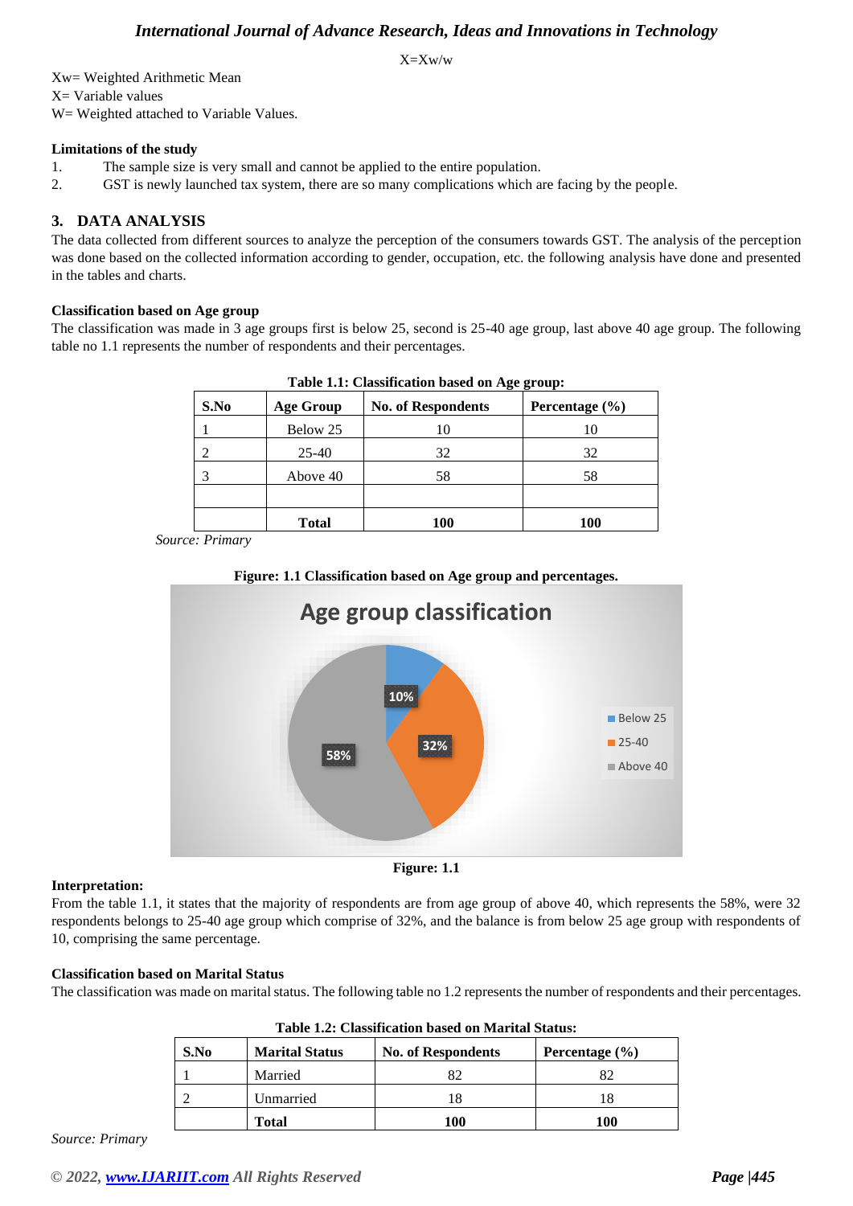$$X = Xw/w$$

Xw= Weighted Arithmetic Mean
X= Variable values
W= Weighted attached to Variable Values.

**Limitations of the study**

1. The sample size is very small and cannot be applied to the entire population.
2. GST is newly launched tax system, there are so many complications which are facing by the people.

## 3. DATA ANALYSIS

The data collected from different sources to analyze the perception of the consumers towards GST. The analysis of the perception was done based on the collected information according to gender, occupation, etc. the following analysis have done and presented in the tables and charts.

**Classification based on Age group**

The classification was made in 3 age groups first is below 25, second is 25-40 age group, last above 40 age group. The following table no 1.1 represents the number of respondents and their percentages.

**Table 1.1: Classification based on Age group:**

| S.No | Age Group | No. of Respondents | Percentage (%) |
|---|---|---|---|
| 1 | Below 25 | 10 | 10 |
| 2 | 25-40 | 32 | 32 |
| 3 | Above 40 | 58 | 58 |
| | | | |
| | **Total** | **100** | **100** |

*Source: Primary*

**Figure: 1.1 Classification based on Age group and percentages.**

**Figure: 1.1**

**Interpretation:**

From the table 1.1, it states that the majority of respondents are from age group of above 40, which represents the 58%, were 32 respondents belongs to 25-40 age group which comprise of 32%, and the balance is from below 25 age group with respondents of 10, comprising the same percentage.

**Classification based on Marital Status**

The classification was made on marital status. The following table no 1.2 represents the number of respondents and their percentages.

**Table 1.2: Classification based on Marital Status:**

| S.No | Marital Status | No. of Respondents | Percentage (%) |
|---|---|---|---|
| 1 | Married | 82 | 82 |
| 2 | Unmarried | 18 | 18 |
| | **Total** | **100** | **100** |

*Source: Primary*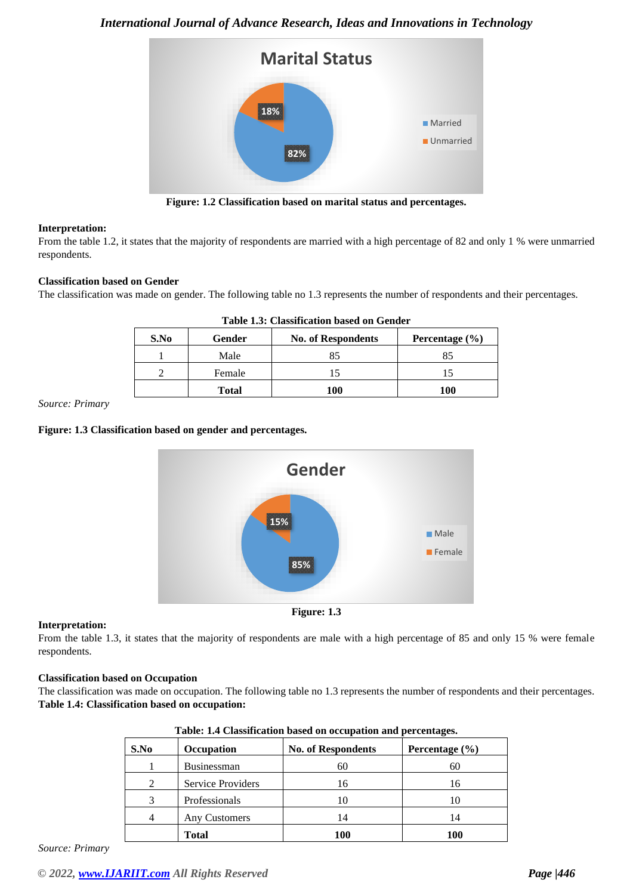**Figure: 1.2 Classification based on marital status and percentages.**

**Interpretation:**

From the table 1.2, it states that the majority of respondents are married with a high percentage of 82 and only 1 % were unmarried respondents.

**Classification based on Gender**

The classification was made on gender. The following table no 1.3 represents the number of respondents and their percentages.

**Table 1.3: Classification based on Gender**

| S.No | Gender | No. of Respondents | Percentage (%) |
|---|---|---|---|
| 1 | Male | 85 | 85 |
| 2 | Female | 15 | 15 |
| | **Total** | **100** | **100** |

*Source: Primary*

**Figure: 1.3 Classification based on gender and percentages.**

**Figure: 1.3**

**Interpretation:**

From the table 1.3, it states that the majority of respondents are male with a high percentage of 85 and only 15 % were female respondents.

**Classification based on Occupation**

The classification was made on occupation. The following table no 1.3 represents the number of respondents and their percentages.

**Table 1.4: Classification based on occupation:**

**Table: 1.4 Classification based on occupation and percentages.**

| S.No | Occupation | No. of Respondents | Percentage (%) |
|---|---|---|---|
| 1 | Businessman | 60 | 60 |
| 2 | Service Providers | 16 | 16 |
| 3 | Professionals | 10 | 10 |
| 4 | Any Customers | 14 | 14 |
| | **Total** | **100** | **100** |

*Source: Primary*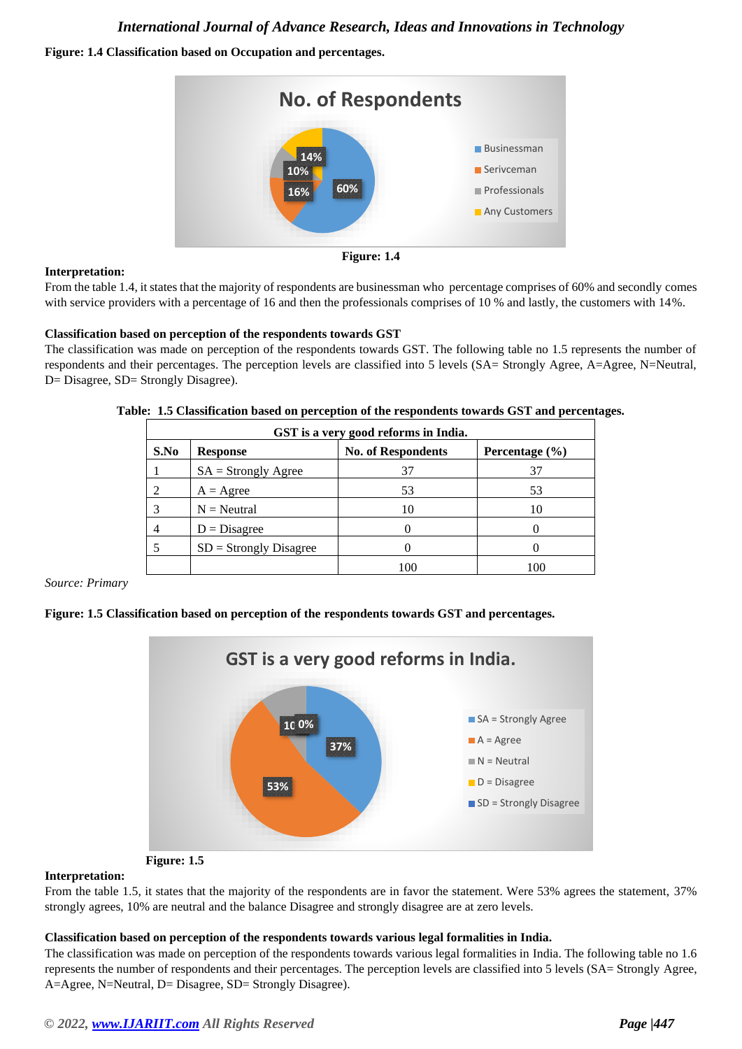**Figure: 1.4 Classification based on Occupation and percentages.**

Figure: 1.4

**Interpretation:**

From the table 1.4, it states that the majority of respondents are businessman who percentage comprises of 60% and secondly comes with service providers with a percentage of 16 and then the professionals comprises of 10 % and lastly, the customers with 14%.

**Classification based on perception of the respondents towards GST**

The classification was made on perception of the respondents towards GST. The following table no 1.5 represents the number of respondents and their percentages. The perception levels are classified into 5 levels (SA= Strongly Agree, A=Agree, N=Neutral, D= Disagree, SD= Strongly Disagree).

**Table: 1.5 Classification based on perception of the respondents towards GST and percentages.**

| GST is a very good reforms in India. | | | |
|---|---|---|---|
| **S.No** | **Response** | **No. of Respondents** | **Percentage (%)** |
| 1 | SA = Strongly Agree | 37 | 37 |
| 2 | A = Agree | 53 | 53 |
| 3 | N = Neutral | 10 | 10 |
| 4 | D = Disagree | 0 | 0 |
| 5 | SD = Strongly Disagree | 0 | 0 |
| | | 100 | 100 |

*Source: Primary*

**Figure: 1.5 Classification based on perception of the respondents towards GST and percentages.**

**Figure: 1.5**

**Interpretation:**

From the table 1.5, it states that the majority of the respondents are in favor the statement. Were 53% agrees the statement, 37% strongly agrees, 10% are neutral and the balance Disagree and strongly disagree are at zero levels.

**Classification based on perception of the respondents towards various legal formalities in India.**

The classification was made on perception of the respondents towards various legal formalities in India. The following table no 1.6 represents the number of respondents and their percentages. The perception levels are classified into 5 levels (SA= Strongly Agree, A=Agree, N=Neutral, D= Disagree, SD= Strongly Disagree).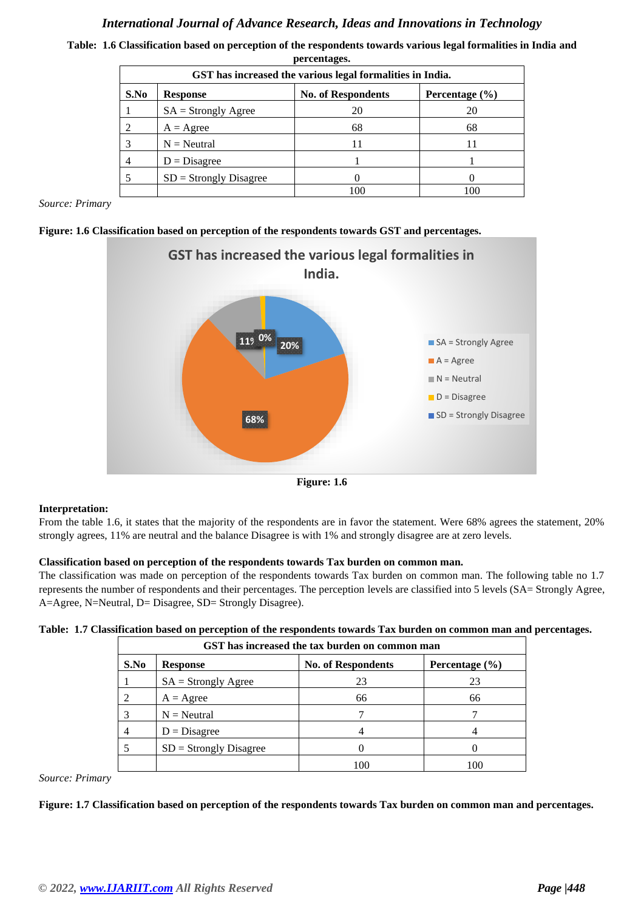**Table: 1.6 Classification based on perception of the respondents towards various legal formalities in India and percentages.**

| GST has increased the various legal formalities in India. | | | |
|---|---|---|---|
| **S.No** | **Response** | **No. of Respondents** | **Percentage (%)** |
| 1 | SA = Strongly Agree | 20 | 20 |
| 2 | A = Agree | 68 | 68 |
| 3 | N = Neutral | 11 | 11 |
| 4 | D = Disagree | 1 | 1 |
| 5 | SD = Strongly Disagree | 0 | 0 |
| | | 100 | 100 |

*Source: Primary*

**Figure: 1.6 Classification based on perception of the respondents towards GST and percentages.**

**Figure: 1.6**

**Interpretation:**

From the table 1.6, it states that the majority of the respondents are in favor the statement. Were 68% agrees the statement, 20% strongly agrees, 11% are neutral and the balance Disagree is with 1% and strongly disagree are at zero levels.

**Classification based on perception of the respondents towards Tax burden on common man.**

The classification was made on perception of the respondents towards Tax burden on common man. The following table no 1.7 represents the number of respondents and their percentages. The perception levels are classified into 5 levels (SA= Strongly Agree, A=Agree, N=Neutral, D= Disagree, SD= Strongly Disagree).

**Table: 1.7 Classification based on perception of the respondents towards Tax burden on common man and percentages.**

| GST has increased the tax burden on common man | | | |
|---|---|---|---|
| **S.No** | **Response** | **No. of Respondents** | **Percentage (%)** |
| 1 | SA = Strongly Agree | 23 | 23 |
| 2 | A = Agree | 66 | 66 |
| 3 | N = Neutral | 7 | 7 |
| 4 | D = Disagree | 4 | 4 |
| 5 | SD = Strongly Disagree | 0 | 0 |
| | | 100 | 100 |

*Source: Primary*

**Figure: 1.7 Classification based on perception of the respondents towards Tax burden on common man and percentages.**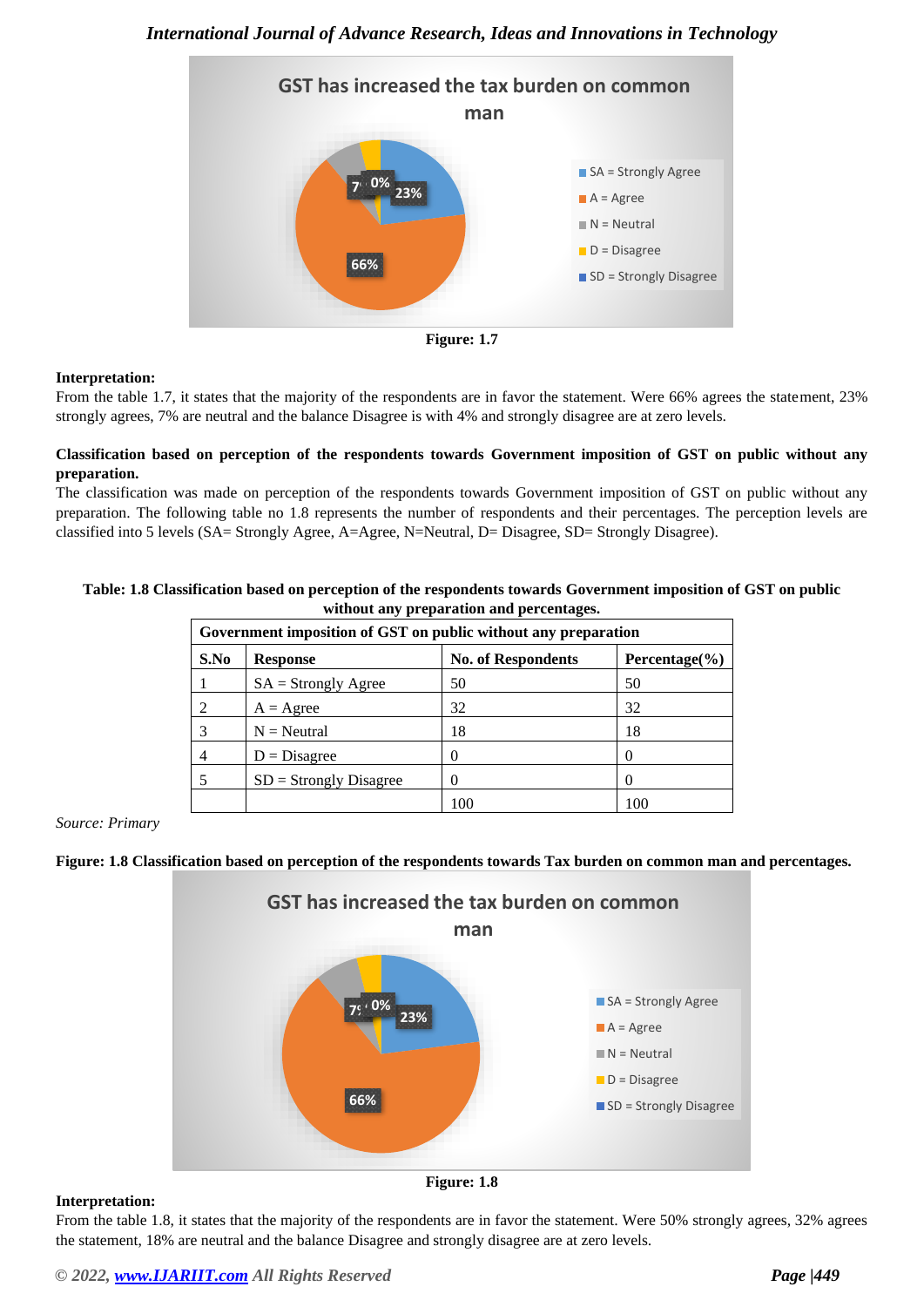Figure: 1.7

**Interpretation:**
From the table 1.7, it states that the majority of the respondents are in favor the statement. Were 66% agrees the statement, 23% strongly agrees, 7% are neutral and the balance Disagree is with 4% and strongly disagree are at zero levels.

**Classification based on perception of the respondents towards Government imposition of GST on public without any preparation.**
The classification was made on perception of the respondents towards Government imposition of GST on public without any preparation. The following table no 1.8 represents the number of respondents and their percentages. The perception levels are classified into 5 levels (SA= Strongly Agree, A=Agree, N=Neutral, D= Disagree, SD= Strongly Disagree).

**Table: 1.8 Classification based on perception of the respondents towards Government imposition of GST on public without any preparation and percentages.**

| Government imposition of GST on public without any preparation | | | |
|---|---|---|---|
| **S.No** | **Response** | **No. of Respondents** | **Percentage(%)** |
| 1 | SA = Strongly Agree | 50 | 50 |
| 2 | A = Agree | 32 | 32 |
| 3 | N = Neutral | 18 | 18 |
| 4 | D = Disagree | 0 | 0 |
| 5 | SD = Strongly Disagree | 0 | 0 |
| | | 100 | 100 |

*Source: Primary*

**Figure: 1.8 Classification based on perception of the respondents towards Tax burden on common man and percentages.**

Figure: 1.8

**Interpretation:**
From the table 1.8, it states that the majority of the respondents are in favor the statement. Were 50% strongly agrees, 32% agrees the statement, 18% are neutral and the balance Disagree and strongly disagree are at zero levels.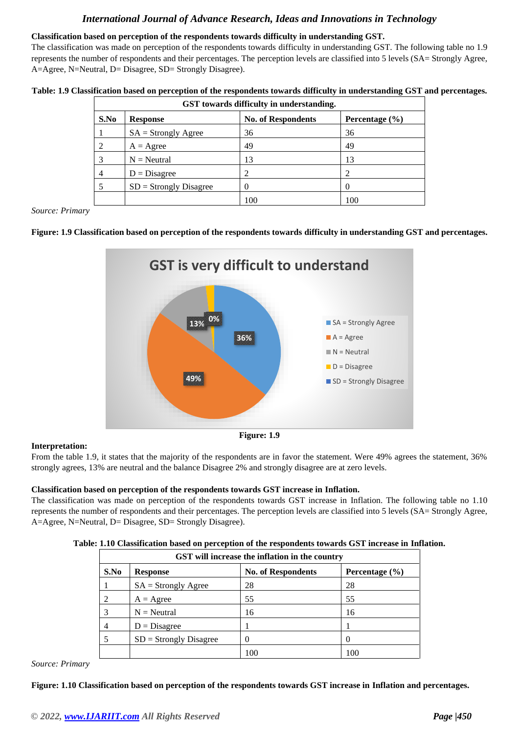**Classification based on perception of the respondents towards difficulty in understanding GST.**

The classification was made on perception of the respondents towards difficulty in understanding GST. The following table no 1.9 represents the number of respondents and their percentages. The perception levels are classified into 5 levels (SA= Strongly Agree, A=Agree, N=Neutral, D= Disagree, SD= Strongly Disagree).

**Table: 1.9 Classification based on perception of the respondents towards difficulty in understanding GST and percentages.**

| GST towards difficulty in understanding. | | | |
|---|---|---|---|
| **S.No** | **Response** | **No. of Respondents** | **Percentage (%)** |
| 1 | SA = Strongly Agree | 36 | 36 |
| 2 | A = Agree | 49 | 49 |
| 3 | N = Neutral | 13 | 13 |
| 4 | D = Disagree | 2 | 2 |
| 5 | SD = Strongly Disagree | 0 | 0 |
| | | 100 | 100 |

*Source: Primary*

**Figure: 1.9 Classification based on perception of the respondents towards difficulty in understanding GST and percentages.**

**Figure: 1.9**

**Interpretation:**

From the table 1.9, it states that the majority of the respondents are in favor the statement. Were 49% agrees the statement, 36% strongly agrees, 13% are neutral and the balance Disagree 2% and strongly disagree are at zero levels.

**Classification based on perception of the respondents towards GST increase in Inflation.**

The classification was made on perception of the respondents towards GST increase in Inflation. The following table no 1.10 represents the number of respondents and their percentages. The perception levels are classified into 5 levels (SA= Strongly Agree, A=Agree, N=Neutral, D= Disagree, SD= Strongly Disagree).

**Table: 1.10 Classification based on perception of the respondents towards GST increase in Inflation.**

| GST will increase the inflation in the country | | | |
|---|---|---|---|
| **S.No** | **Response** | **No. of Respondents** | **Percentage (%)** |
| 1 | SA = Strongly Agree | 28 | 28 |
| 2 | A = Agree | 55 | 55 |
| 3 | N = Neutral | 16 | 16 |
| 4 | D = Disagree | 1 | 1 |
| 5 | SD = Strongly Disagree | 0 | 0 |
| | | 100 | 100 |

*Source: Primary*

**Figure: 1.10 Classification based on perception of the respondents towards GST increase in Inflation and percentages.**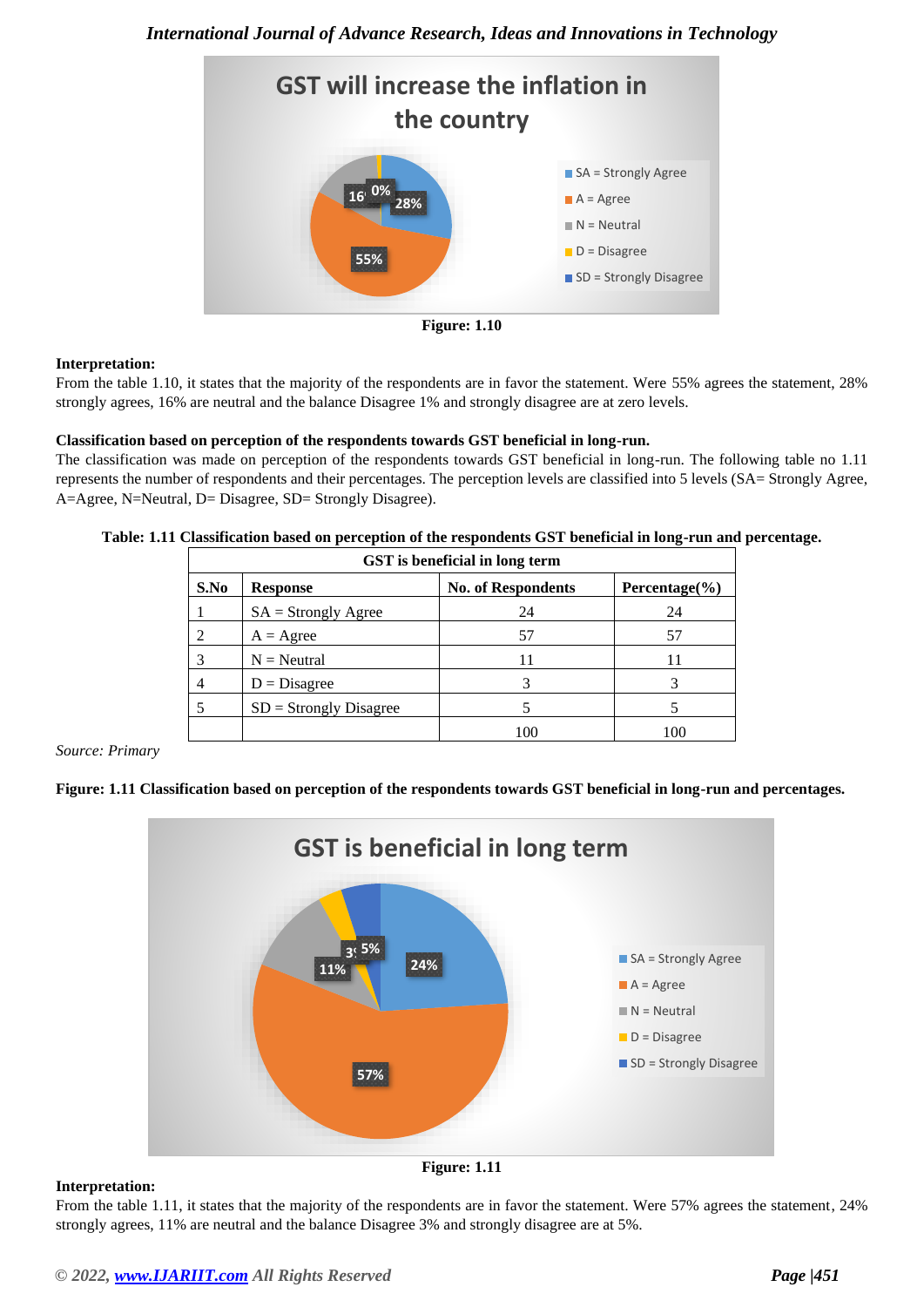Figure: 1.10

**Interpretation:**
From the table 1.10, it states that the majority of the respondents are in favor the statement. Were 55% agrees the statement, 28% strongly agrees, 16% are neutral and the balance Disagree 1% and strongly disagree are at zero levels.

**Classification based on perception of the respondents towards GST beneficial in long-run.**
The classification was made on perception of the respondents towards GST beneficial in long-run. The following table no 1.11 represents the number of respondents and their percentages. The perception levels are classified into 5 levels (SA= Strongly Agree, A=Agree, N=Neutral, D= Disagree, SD= Strongly Disagree).

**Table: 1.11 Classification based on perception of the respondents GST beneficial in long-run and percentage.**

| GST is beneficial in long term | | | |
|---|---|---|---|
| **S.No** | **Response** | **No. of Respondents** | **Percentage(%)** |
| 1 | SA = Strongly Agree | 24 | 24 |
| 2 | A = Agree | 57 | 57 |
| 3 | N = Neutral | 11 | 11 |
| 4 | D = Disagree | 3 | 3 |
| 5 | SD = Strongly Disagree | 5 | 5 |
| | | 100 | 100 |

*Source: Primary*

**Figure: 1.11 Classification based on perception of the respondents towards GST beneficial in long-run and percentages.**

Figure: 1.11

**Interpretation:**
From the table 1.11, it states that the majority of the respondents are in favor the statement. Were 57% agrees the statement, 24% strongly agrees, 11% are neutral and the balance Disagree 3% and strongly disagree are at 5%.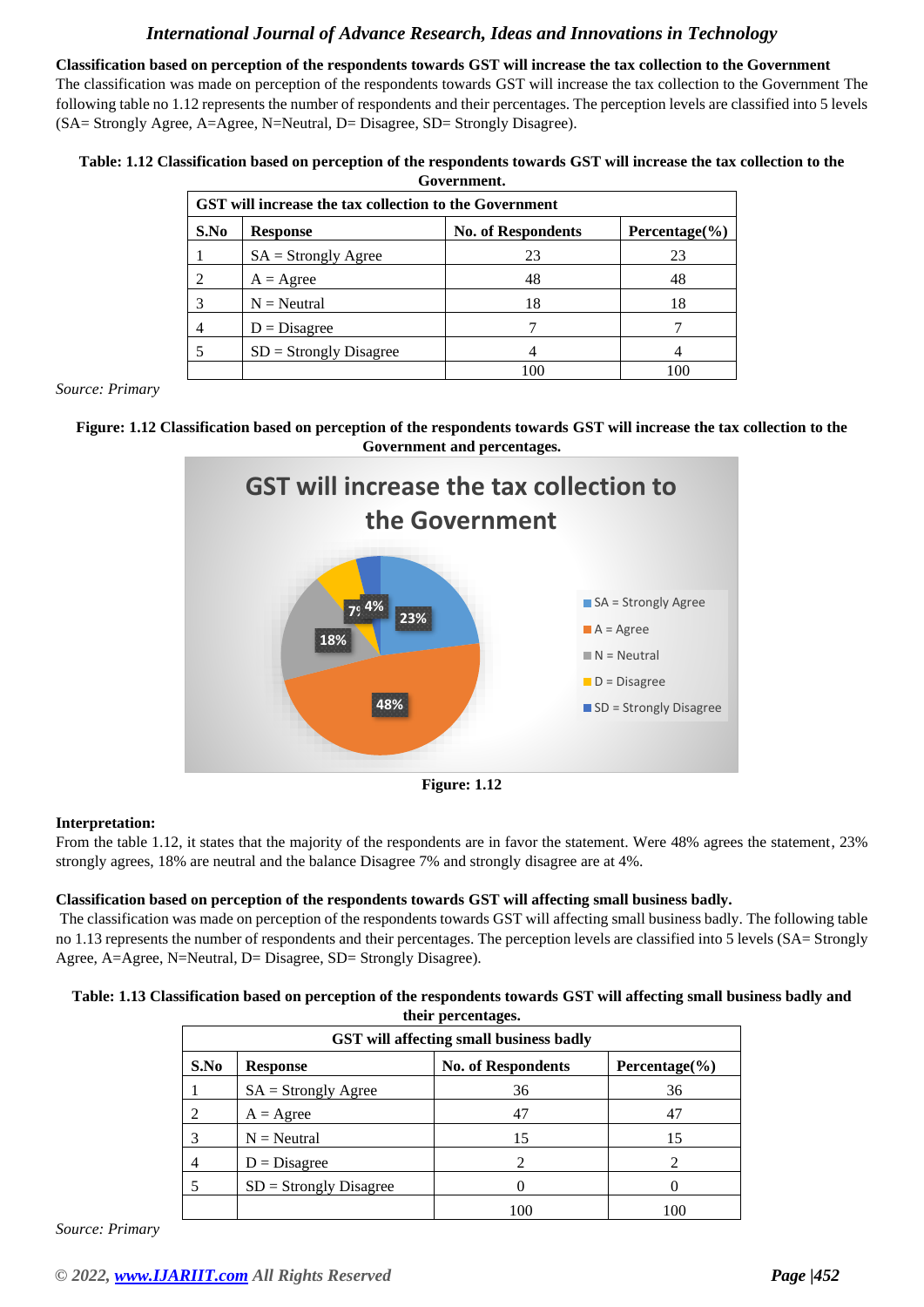**Classification based on perception of the respondents towards GST will increase the tax collection to the Government**

The classification was made on perception of the respondents towards GST will increase the tax collection to the Government The following table no 1.12 represents the number of respondents and their percentages. The perception levels are classified into 5 levels (SA= Strongly Agree, A=Agree, N=Neutral, D= Disagree, SD= Strongly Disagree).

**Table: 1.12 Classification based on perception of the respondents towards GST will increase the tax collection to the Government.**

| GST will increase the tax collection to the Government | | | |
|---|---|---|---|
| **S.No** | **Response** | **No. of Respondents** | **Percentage(%)** |
| 1 | SA = Strongly Agree | 23 | 23 |
| 2 | A = Agree | 48 | 48 |
| 3 | N = Neutral | 18 | 18 |
| 4 | D = Disagree | 7 | 7 |
| 5 | SD = Strongly Disagree | 4 | 4 |
| | | 100 | 100 |

*Source: Primary*

**Figure: 1.12 Classification based on perception of the respondents towards GST will increase the tax collection to the Government and percentages.**

**Figure: 1.12**

**Interpretation:**

From the table 1.12, it states that the majority of the respondents are in favor the statement. Were 48% agrees the statement, 23% strongly agrees, 18% are neutral and the balance Disagree 7% and strongly disagree are at 4%.

**Classification based on perception of the respondents towards GST will affecting small business badly.**

The classification was made on perception of the respondents towards GST will affecting small business badly. The following table no 1.13 represents the number of respondents and their percentages. The perception levels are classified into 5 levels (SA= Strongly Agree, A=Agree, N=Neutral, D= Disagree, SD= Strongly Disagree).

**Table: 1.13 Classification based on perception of the respondents towards GST will affecting small business badly and their percentages.**

| GST will affecting small business badly | | | |
|---|---|---|---|
| **S.No** | **Response** | **No. of Respondents** | **Percentage(%)** |
| 1 | SA = Strongly Agree | 36 | 36 |
| 2 | A = Agree | 47 | 47 |
| 3 | N = Neutral | 15 | 15 |
| 4 | D = Disagree | 2 | 2 |
| 5 | SD = Strongly Disagree | 0 | 0 |
| | | 100 | 100 |

*Source: Primary*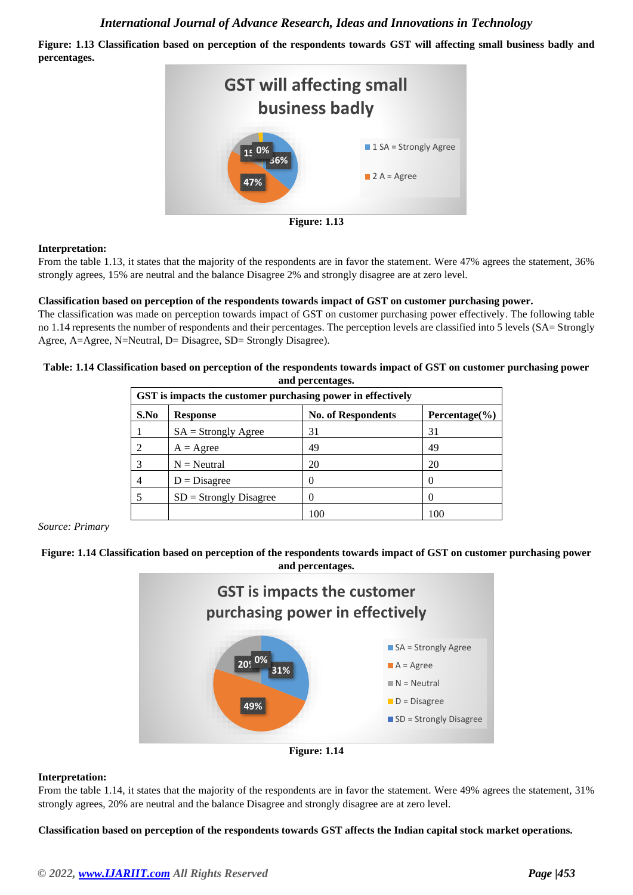**Figure: 1.13 Classification based on perception of the respondents towards GST will affecting small business badly and percentages.**

Figure: 1.13

**Interpretation:**

From the table 1.13, it states that the majority of the respondents are in favor the statement. Were 47% agrees the statement, 36% strongly agrees, 15% are neutral and the balance Disagree 2% and strongly disagree are at zero level.

**Classification based on perception of the respondents towards impact of GST on customer purchasing power.**

The classification was made on perception towards impact of GST on customer purchasing power effectively. The following table no 1.14 represents the number of respondents and their percentages. The perception levels are classified into 5 levels (SA= Strongly Agree, A=Agree, N=Neutral, D= Disagree, SD= Strongly Disagree).

**Table: 1.14 Classification based on perception of the respondents towards impact of GST on customer purchasing power and percentages.**

| GST is impacts the customer purchasing power in effectively | | | |
|---|---|---|---|
| **S.No** | **Response** | **No. of Respondents** | **Percentage(%)** |
| 1 | SA = Strongly Agree | 31 | 31 |
| 2 | A = Agree | 49 | 49 |
| 3 | N = Neutral | 20 | 20 |
| 4 | D = Disagree | 0 | 0 |
| 5 | SD = Strongly Disagree | 0 | 0 |
| | | 100 | 100 |

*Source: Primary*

**Figure: 1.14 Classification based on perception of the respondents towards impact of GST on customer purchasing power and percentages.**

Figure: 1.14

**Interpretation:**

From the table 1.14, it states that the majority of the respondents are in favor the statement. Were 49% agrees the statement, 31% strongly agrees, 20% are neutral and the balance Disagree and strongly disagree are at zero level.

**Classification based on perception of the respondents towards GST affects the Indian capital stock market operations.**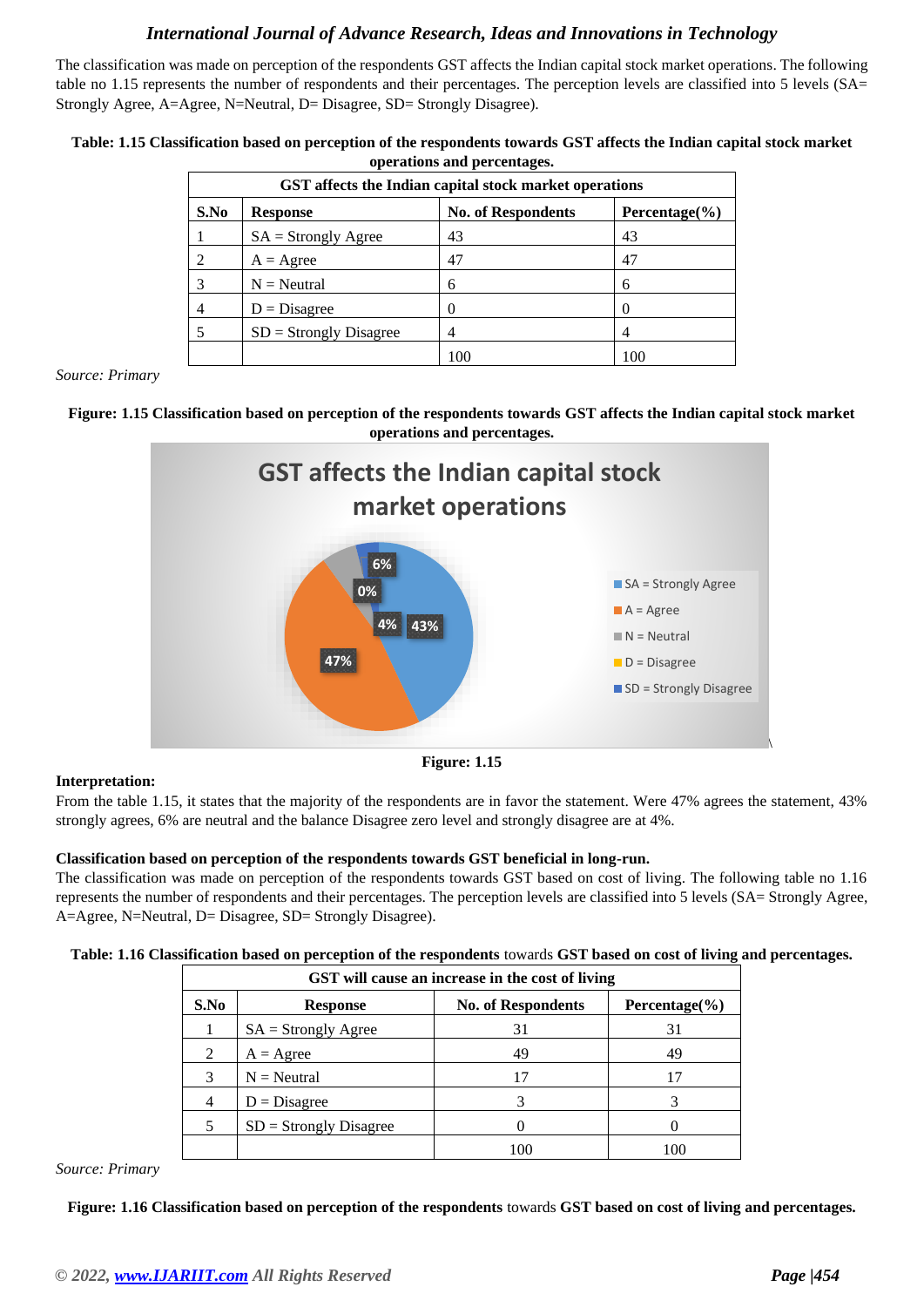The classification was made on perception of the respondents GST affects the Indian capital stock market operations. The following table no 1.15 represents the number of respondents and their percentages. The perception levels are classified into 5 levels (SA= Strongly Agree, A=Agree, N=Neutral, D= Disagree, SD= Strongly Disagree).

**Table: 1.15 Classification based on perception of the respondents towards GST affects the Indian capital stock market operations and percentages.**

| GST affects the Indian capital stock market operations | | | |
|---|---|---|---|
| **S.No** | **Response** | **No. of Respondents** | **Percentage(%)** |
| 1 | SA = Strongly Agree | 43 | 43 |
| 2 | A = Agree | 47 | 47 |
| 3 | N = Neutral | 6 | 6 |
| 4 | D = Disagree | 0 | 0 |
| 5 | SD = Strongly Disagree | 4 | 4 |
| | | 100 | 100 |

*Source: Primary*

**Figure: 1.15 Classification based on perception of the respondents towards GST affects the Indian capital stock market operations and percentages.**

**Figure: 1.15**

**Interpretation:**

From the table 1.15, it states that the majority of the respondents are in favor the statement. Were 47% agrees the statement, 43% strongly agrees, 6% are neutral and the balance Disagree zero level and strongly disagree are at 4%.

**Classification based on perception of the respondents towards GST beneficial in long-run.**

The classification was made on perception of the respondents towards GST based on cost of living. The following table no 1.16 represents the number of respondents and their percentages. The perception levels are classified into 5 levels (SA= Strongly Agree, A=Agree, N=Neutral, D= Disagree, SD= Strongly Disagree).

**Table: 1.16 Classification based on perception of the respondents** towards **GST based on cost of living and percentages.**

| GST will cause an increase in the cost of living | | | |
|---|---|---|---|
| **S.No** | **Response** | **No. of Respondents** | **Percentage(%)** |
| 1 | SA = Strongly Agree | 31 | 31 |
| 2 | A = Agree | 49 | 49 |
| 3 | N = Neutral | 17 | 17 |
| 4 | D = Disagree | 3 | 3 |
| 5 | SD = Strongly Disagree | 0 | 0 |
| | | 100 | 100 |

*Source: Primary*

**Figure: 1.16 Classification based on perception of the respondents** towards **GST based on cost of living and percentages.**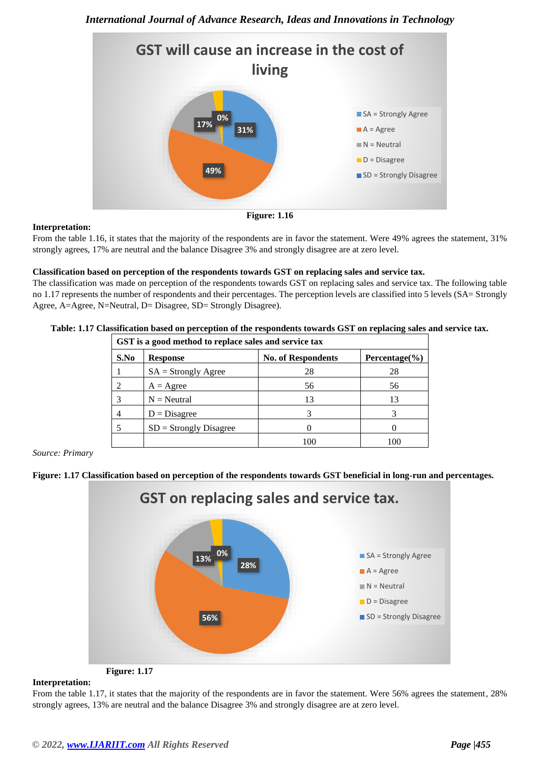**Figure: 1.16**

**Interpretation:**
From the table 1.16, it states that the majority of the respondents are in favor the statement. Were 49% agrees the statement, 31% strongly agrees, 17% are neutral and the balance Disagree 3% and strongly disagree are at zero level.

**Classification based on perception of the respondents towards GST on replacing sales and service tax.**
The classification was made on perception of the respondents towards GST on replacing sales and service tax. The following table no 1.17 represents the number of respondents and their percentages. The perception levels are classified into 5 levels (SA= Strongly Agree, A=Agree, N=Neutral, D= Disagree, SD= Strongly Disagree).

**Table: 1.17 Classification based on perception of the respondents towards GST on replacing sales and service tax.**

| GST is a good method to replace sales and service tax | | | |
|---|---|---|---|
| **S.No** | **Response** | **No. of Respondents** | **Percentage(%)** |
| 1 | SA = Strongly Agree | 28 | 28 |
| 2 | A = Agree | 56 | 56 |
| 3 | N = Neutral | 13 | 13 |
| 4 | D = Disagree | 3 | 3 |
| 5 | SD = Strongly Disagree | 0 | 0 |
| | | 100 | 100 |

*Source: Primary*

**Figure: 1.17 Classification based on perception of the respondents towards GST beneficial in long-run and percentages.**

**Figure: 1.17**

**Interpretation:**
From the table 1.17, it states that the majority of the respondents are in favor the statement. Were 56% agrees the statement, 28% strongly agrees, 13% are neutral and the balance Disagree 3% and strongly disagree are at zero level.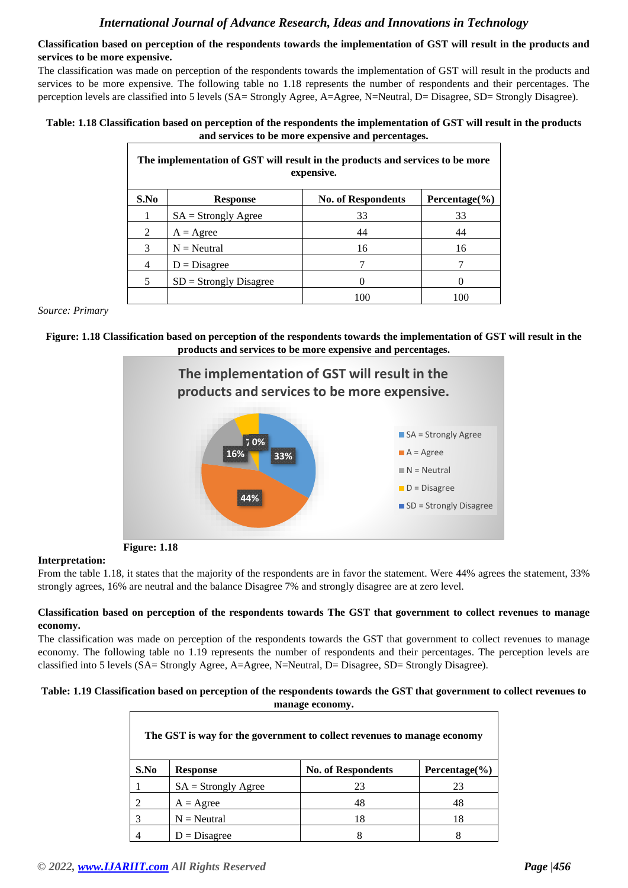**Classification based on perception of the respondents towards the implementation of GST will result in the products and services to be more expensive.**

The classification was made on perception of the respondents towards the implementation of GST will result in the products and services to be more expensive. The following table no 1.18 represents the number of respondents and their percentages. The perception levels are classified into 5 levels (SA= Strongly Agree, A=Agree, N=Neutral, D= Disagree, SD= Strongly Disagree).

**Table: 1.18 Classification based on perception of the respondents the implementation of GST will result in the products and services to be more expensive and percentages.**

| The implementation of GST will result in the products and services to be more expensive. | | | |
|---|---|---|---|
| **S.No** | **Response** | **No. of Respondents** | **Percentage(%)** |
| 1 | SA = Strongly Agree | 33 | 33 |
| 2 | A = Agree | 44 | 44 |
| 3 | N = Neutral | 16 | 16 |
| 4 | D = Disagree | 7 | 7 |
| 5 | SD = Strongly Disagree | 0 | 0 |
| | | 100 | 100 |

*Source: Primary*

**Figure: 1.18 Classification based on perception of the respondents towards the implementation of GST will result in the products and services to be more expensive and percentages.**

**Figure: 1.18**

**Interpretation:**

From the table 1.18, it states that the majority of the respondents are in favor the statement. Were 44% agrees the statement, 33% strongly agrees, 16% are neutral and the balance Disagree 7% and strongly disagree are at zero level.

**Classification based on perception of the respondents towards The GST that government to collect revenues to manage economy.**

The classification was made on perception of the respondents towards the GST that government to collect revenues to manage economy. The following table no 1.19 represents the number of respondents and their percentages. The perception levels are classified into 5 levels (SA= Strongly Agree, A=Agree, N=Neutral, D= Disagree, SD= Strongly Disagree).

**Table: 1.19 Classification based on perception of the respondents towards the GST that government to collect revenues to manage economy.**

| The GST is way for the government to collect revenues to manage economy | | | |
|---|---|---|---|
| **S.No** | **Response** | **No. of Respondents** | **Percentage(%)** |
| 1 | SA = Strongly Agree | 23 | 23 |
| 2 | A = Agree | 48 | 48 |
| 3 | N = Neutral | 18 | 18 |
| 4 | D = Disagree | 8 | 8 |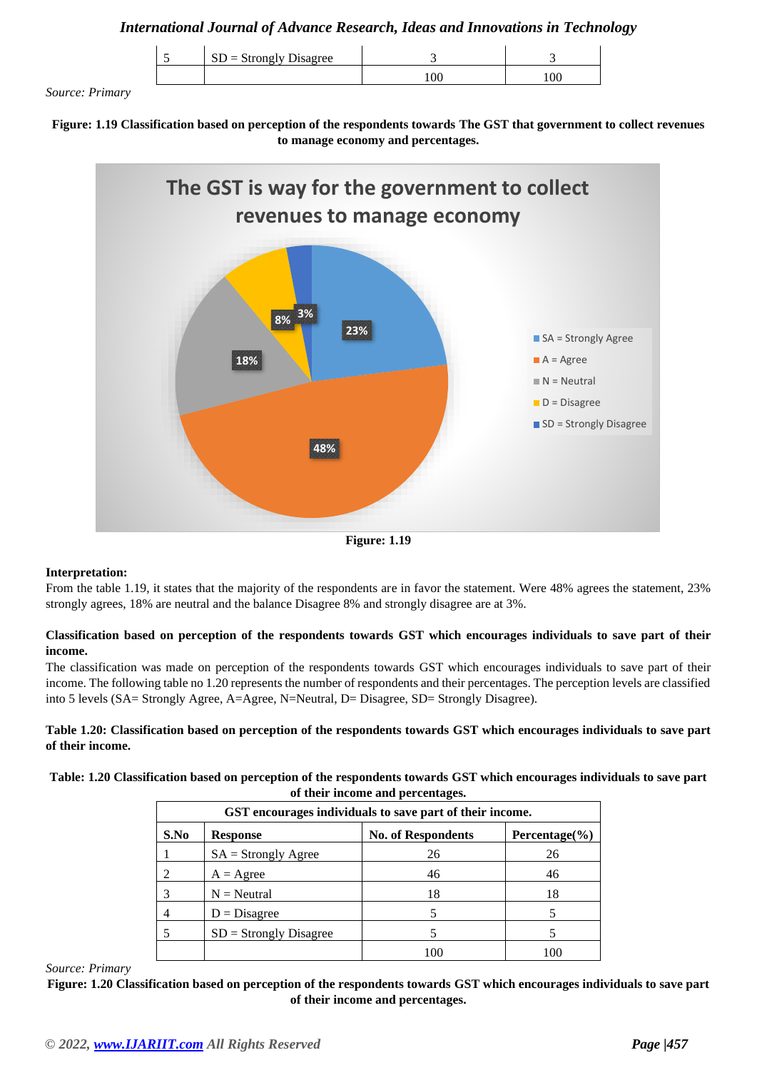| 5 | SD = Strongly Disagree | 3 | 3 |
|---|---|---|---|
| | | 100 | 100 |

*Source: Primary*

**Figure: 1.19 Classification based on perception of the respondents towards The GST that government to collect revenues to manage economy and percentages.**

**Figure: 1.19**

**Interpretation:**

From the table 1.19, it states that the majority of the respondents are in favor the statement. Were 48% agrees the statement, 23% strongly agrees, 18% are neutral and the balance Disagree 8% and strongly disagree are at 3%.

**Classification based on perception of the respondents towards GST which encourages individuals to save part of their income.**

The classification was made on perception of the respondents towards GST which encourages individuals to save part of their income. The following table no 1.20 represents the number of respondents and their percentages. The perception levels are classified into 5 levels (SA= Strongly Agree, A=Agree, N=Neutral, D= Disagree, SD= Strongly Disagree).

**Table 1.20: Classification based on perception of the respondents towards GST which encourages individuals to save part of their income.**

**Table: 1.20 Classification based on perception of the respondents towards GST which encourages individuals to save part of their income and percentages.**

| GST encourages individuals to save part of their income. | | | |
|---|---|---|---|
| **S.No** | **Response** | **No. of Respondents** | **Percentage(%)** |
| 1 | SA = Strongly Agree | 26 | 26 |
| 2 | A = Agree | 46 | 46 |
| 3 | N = Neutral | 18 | 18 |
| 4 | D = Disagree | 5 | 5 |
| 5 | SD = Strongly Disagree | 5 | 5 |
| | | 100 | 100 |

*Source: Primary*

**Figure: 1.20 Classification based on perception of the respondents towards GST which encourages individuals to save part of their income and percentages.**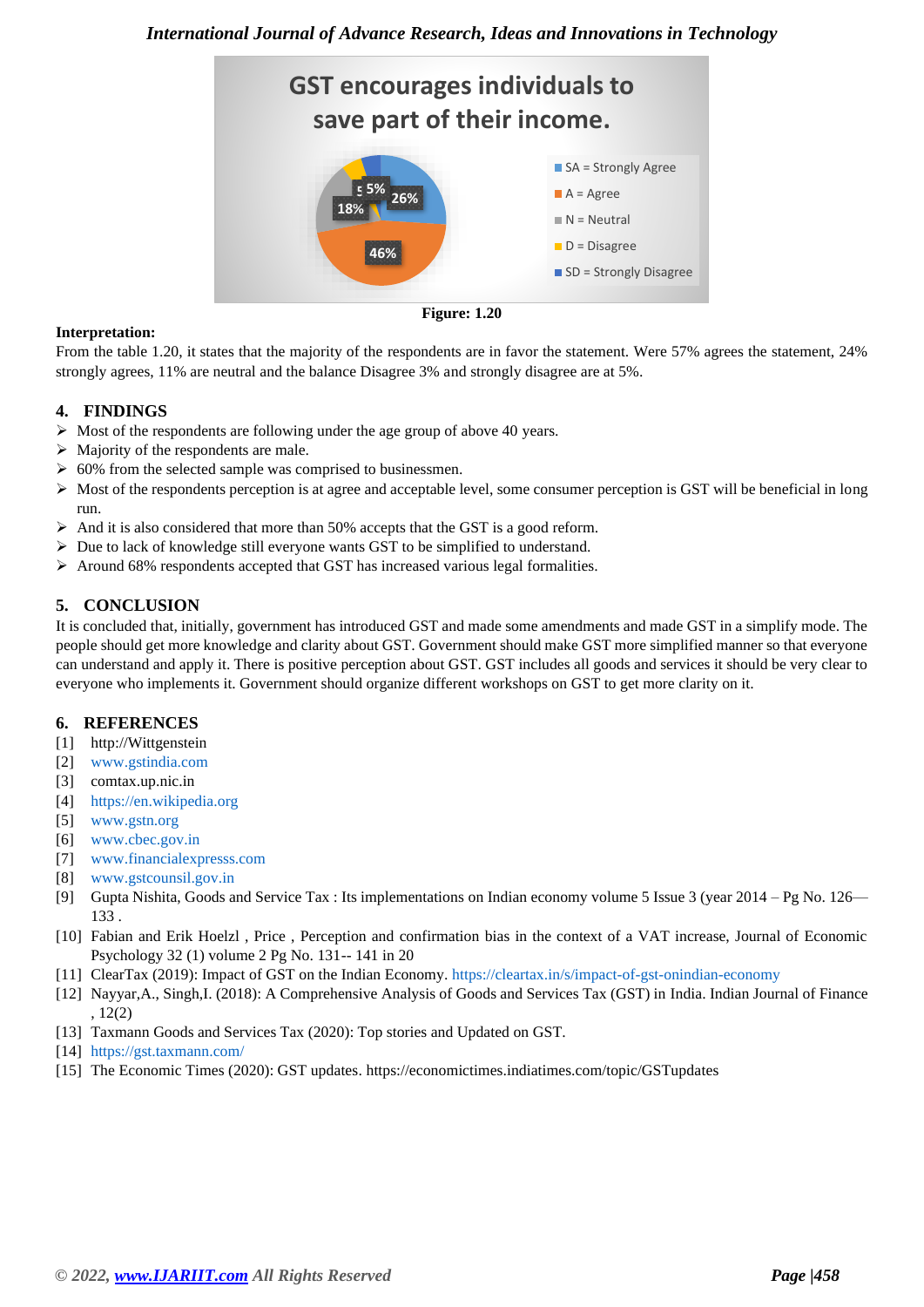GST encourages individuals to save part of their income.

5%
5%
26%
18%
46%

SA = Strongly Agree
A = Agree
N = Neutral
D = Disagree
SD = Strongly Disagree

**Figure: 1.20**

**Interpretation:**

From the table 1.20, it states that the majority of the respondents are in favor the statement. Were 57% agrees the statement, 24% strongly agrees, 11% are neutral and the balance Disagree 3% and strongly disagree are at 5%.

## 4. FINDINGS

- Most of the respondents are following under the age group of above 40 years.
- Majority of the respondents are male.
- 60% from the selected sample was comprised to businessmen.
- Most of the respondents perception is at agree and acceptable level, some consumer perception is GST will be beneficial in long run.
- And it is also considered that more than 50% accepts that the GST is a good reform.
- Due to lack of knowledge still everyone wants GST to be simplified to understand.
- Around 68% respondents accepted that GST has increased various legal formalities.

## 5. CONCLUSION

It is concluded that, initially, government has introduced GST and made some amendments and made GST in a simplify mode. The people should get more knowledge and clarity about GST. Government should make GST more simplified manner so that everyone can understand and apply it. There is positive perception about GST. GST includes all goods and services it should be very clear to everyone who implements it. Government should organize different workshops on GST to get more clarity on it.

## 6. REFERENCES

[1] http://Wittgenstein
[2] www.gstindia.com
[3] comtax.up.nic.in
[4] https://en.wikipedia.org
[5] www.gstn.org
[6] www.cbec.gov.in
[7] www.financialexpresss.com
[8] www.gstcounsil.gov.in
[9] Gupta Nishita, Goods and Service Tax : Its implementations on Indian economy volume 5 Issue 3 (year 2014 – Pg No. 126—133 .
[10] Fabian and Erik Hoelzl , Price , Perception and confirmation bias in the context of a VAT increase, Journal of Economic Psychology 32 (1) volume 2 Pg No. 131-- 141 in 20
[11] ClearTax (2019): Impact of GST on the Indian Economy. https://cleartax.in/s/impact-of-gst-onindian-economy
[12] Nayyar,A., Singh,I. (2018): A Comprehensive Analysis of Goods and Services Tax (GST) in India. Indian Journal of Finance , 12(2)
[13] Taxmann Goods and Services Tax (2020): Top stories and Updated on GST.
[14] https://gst.taxmann.com/
[15] The Economic Times (2020): GST updates. https://economictimes.indiatimes.com/topic/GSTupdates